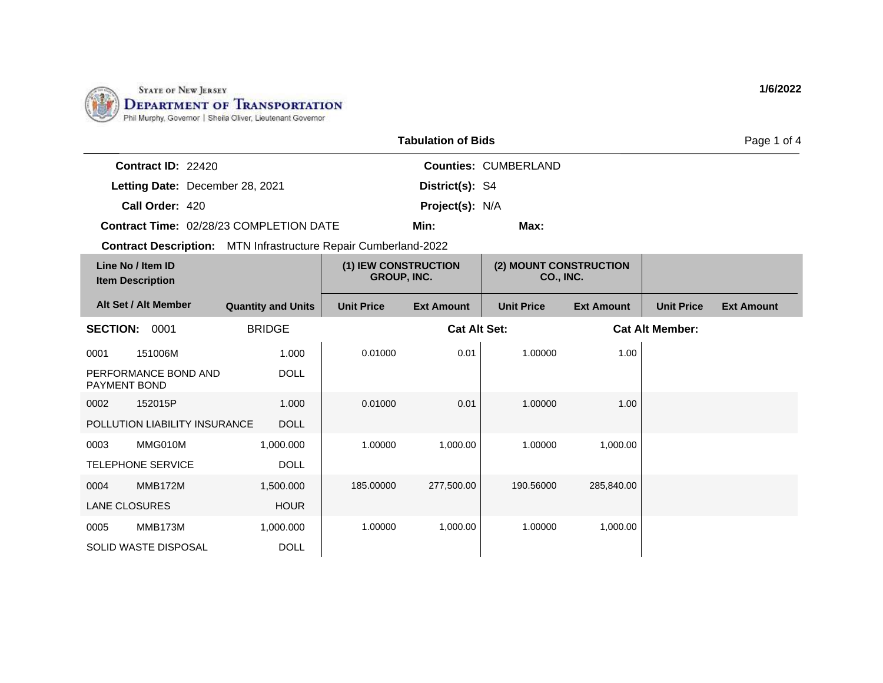State of New Jersey
**Department of Transportation**
Phil Murphy, Governor | Sheila Oliver, Lieutenant Governor

1/6/2022

## Tabulation of Bids

**Contract ID:** 22420  
**Letting Date:** December 28, 2021  
**Call Order:** 420  
**Contract Time:** 02/28/23 COMPLETION DATE  
**Contract Description:** MTN Infrastructure Repair Cumberland-2022

**Counties:** CUMBERLAND  
**District(s):** S4  
**Project(s):** N/A  
**Min:**  
**Max:**

| Line No / Item ID / Item Description | Alt Set / Alt Member | Quantity and Units | (1) IEW CONSTRUCTION GROUP, INC. Unit Price | (1) IEW CONSTRUCTION GROUP, INC. Ext Amount | (2) MOUNT CONSTRUCTION CO., INC. Unit Price | (2) MOUNT CONSTRUCTION CO., INC. Ext Amount | Unit Price | Ext Amount |
|---|---|---|---|---|---|---|---|---|
| **SECTION: 0001** | BRIDGE | | | **Cat Alt Set:** | | **Cat Alt Member:** | | |
| 0001 151006M PERFORMANCE BOND AND PAYMENT BOND | | 1.000 DOLL | 0.01000 | 0.01 | 1.00000 | 1.00 | | |
| 0002 152015P POLLUTION LIABILITY INSURANCE | | 1.000 DOLL | 0.01000 | 0.01 | 1.00000 | 1.00 | | |
| 0003 MMG010M TELEPHONE SERVICE | | 1,000.000 DOLL | 1.00000 | 1,000.00 | 1.00000 | 1,000.00 | | |
| 0004 MMB172M LANE CLOSURES | | 1,500.000 HOUR | 185.00000 | 277,500.00 | 190.56000 | 285,840.00 | | |
| 0005 MMB173M SOLID WASTE DISPOSAL | | 1,000.000 DOLL | 1.00000 | 1,000.00 | 1.00000 | 1,000.00 | | |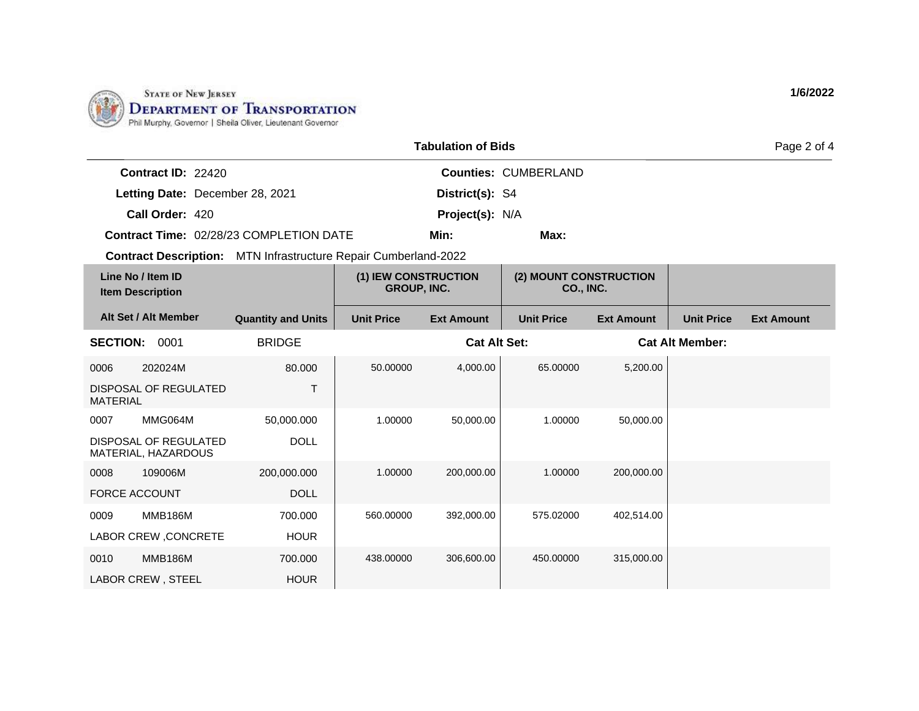STATE OF NEW JERSEY
DEPARTMENT OF TRANSPORTATION
Phil Murphy, Governor | Sheila Oliver, Lieutenant Governor

1/6/2022

## Tabulation of Bids

**Contract ID:** 22420
**Letting Date:** December 28, 2021
**Call Order:** 420
**Contract Time:** 02/28/23 COMPLETION DATE
**Contract Description:** MTN Infrastructure Repair Cumberland-2022

**Counties:** CUMBERLAND
**District(s):** S4
**Project(s):** N/A
**Min:**
**Max:**

| Line No / Item ID / Item Description | Alt Set / Alt Member | Quantity and Units | (1) IEW CONSTRUCTION GROUP, INC. | | (2) MOUNT CONSTRUCTION CO., INC. | | | |
|---|---|---|---|---|---|---|---|---|
| | | | Unit Price | Ext Amount | Unit Price | Ext Amount | Unit Price | Ext Amount |
| **SECTION: 0001** | | BRIDGE | | **Cat Alt Set:** | | | **Cat Alt Member:** | |
| 0006 202024M DISPOSAL OF REGULATED MATERIAL | | 80.000 T | 50.00000 | 4,000.00 | 65.00000 | 5,200.00 | | |
| 0007 MMG064M DISPOSAL OF REGULATED MATERIAL, HAZARDOUS | | 50,000.000 DOLL | 1.00000 | 50,000.00 | 1.00000 | 50,000.00 | | |
| 0008 109006M FORCE ACCOUNT | | 200,000.000 DOLL | 1.00000 | 200,000.00 | 1.00000 | 200,000.00 | | |
| 0009 MMB186M LABOR CREW ,CONCRETE | | 700.000 HOUR | 560.00000 | 392,000.00 | 575.02000 | 402,514.00 | | |
| 0010 MMB186M LABOR CREW , STEEL | | 700.000 HOUR | 438.00000 | 306,600.00 | 450.00000 | 315,000.00 | | |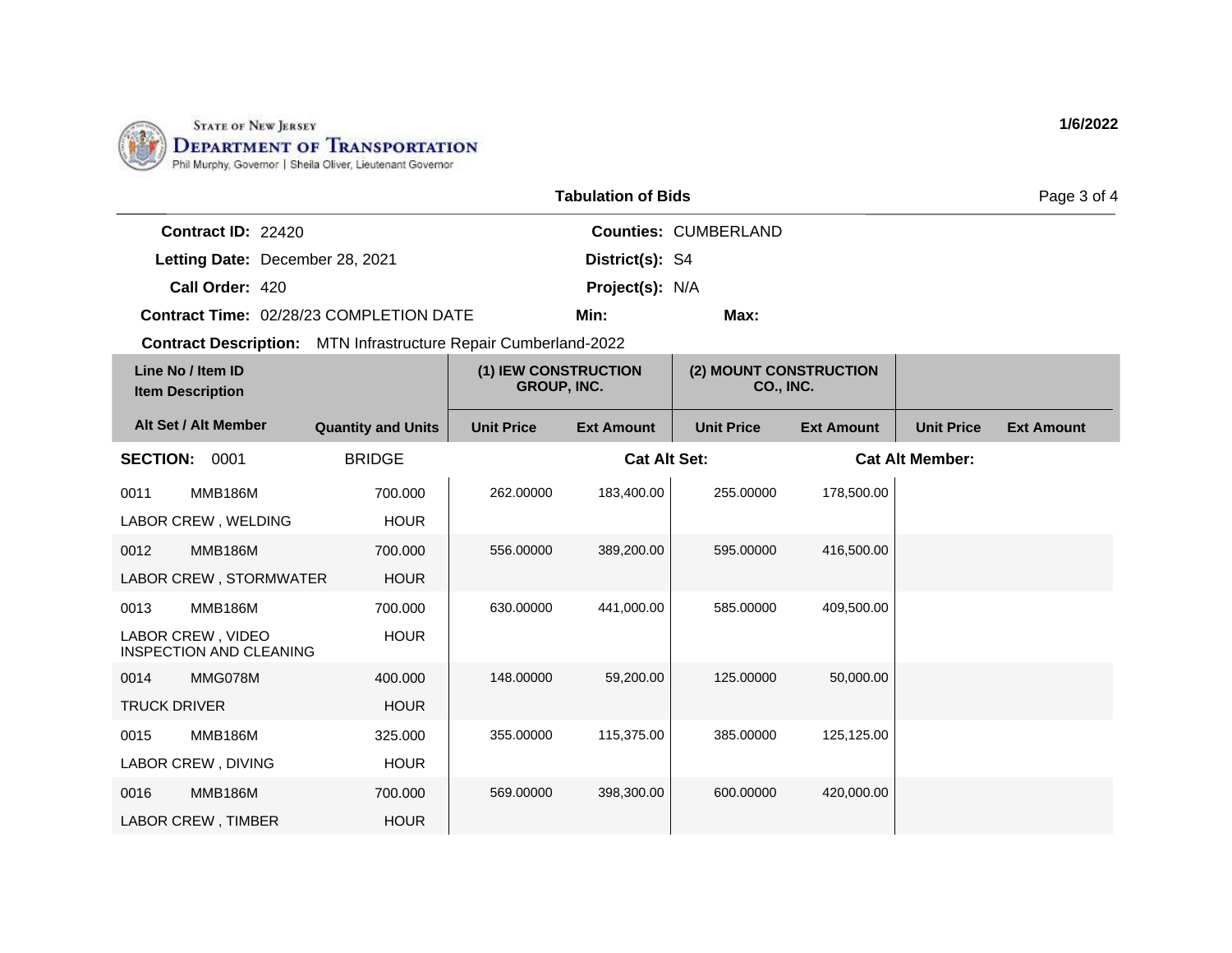STATE OF NEW JERSEY
DEPARTMENT OF TRANSPORTATION
Phil Murphy, Governor | Sheila Oliver, Lieutenant Governor

1/6/2022

## Tabulation of Bids

**Contract ID:** 22420 **Counties:** CUMBERLAND
**Letting Date:** December 28, 2021 **District(s):** S4
**Call Order:** 420 **Project(s):** N/A
**Contract Time:** 02/28/23 COMPLETION DATE **Min:** **Max:**
**Contract Description:** MTN Infrastructure Repair Cumberland-2022

| Line No / Item ID / Item Description | Alt Set / Alt Member | Quantity and Units | (1) IEW CONSTRUCTION GROUP, INC. Unit Price | (1) IEW CONSTRUCTION GROUP, INC. Ext Amount | (2) MOUNT CONSTRUCTION CO., INC. Unit Price | (2) MOUNT CONSTRUCTION CO., INC. Ext Amount | Unit Price | Ext Amount |
|---|---|---|---|---|---|---|---|---|
| **SECTION: 0001** | | BRIDGE | | **Cat Alt Set:** | | **Cat Alt Member:** | | |
| 0011 MMB186M LABOR CREW , WELDING | | 700.000 HOUR | 262.00000 | 183,400.00 | 255.00000 | 178,500.00 | | |
| 0012 MMB186M LABOR CREW , STORMWATER | | 700.000 HOUR | 556.00000 | 389,200.00 | 595.00000 | 416,500.00 | | |
| 0013 MMB186M LABOR CREW , VIDEO INSPECTION AND CLEANING | | 700.000 HOUR | 630.00000 | 441,000.00 | 585.00000 | 409,500.00 | | |
| 0014 MMG078M TRUCK DRIVER | | 400.000 HOUR | 148.00000 | 59,200.00 | 125.00000 | 50,000.00 | | |
| 0015 MMB186M LABOR CREW , DIVING | | 325.000 HOUR | 355.00000 | 115,375.00 | 385.00000 | 125,125.00 | | |
| 0016 MMB186M LABOR CREW , TIMBER | | 700.000 HOUR | 569.00000 | 398,300.00 | 600.00000 | 420,000.00 | | |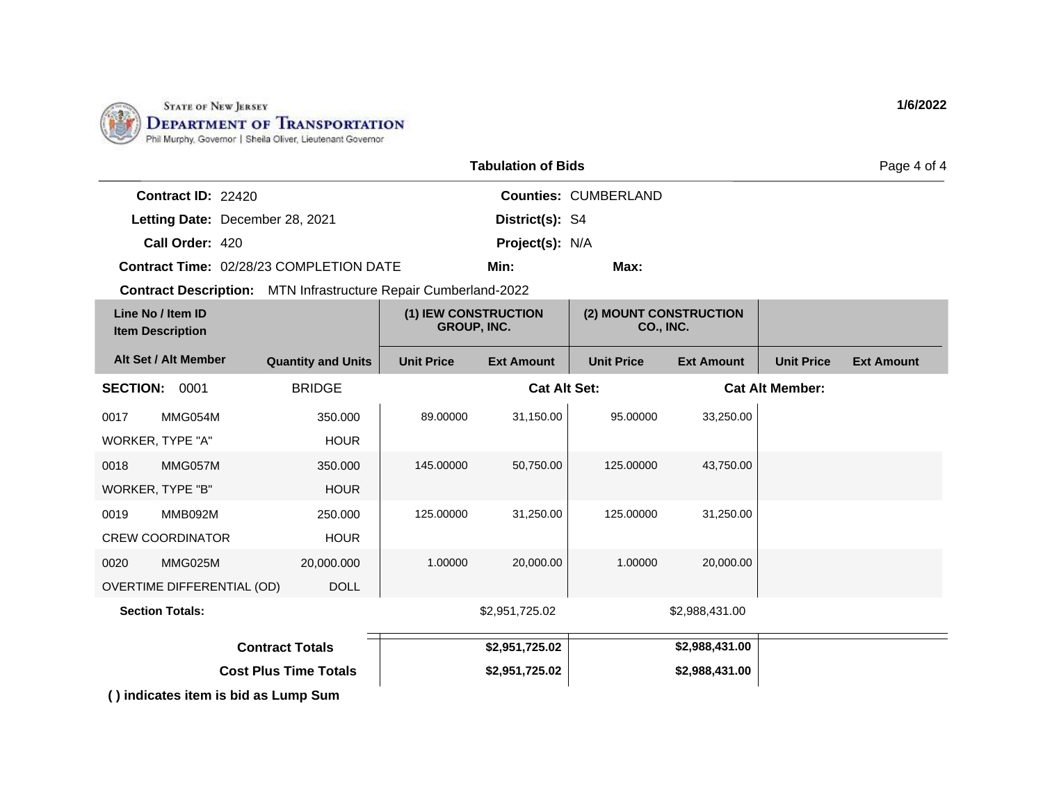State of New Jersey
Department of Transportation
Phil Murphy, Governor | Sheila Oliver, Lieutenant Governor

1/6/2022

## Tabulation of Bids

**Contract ID:** 22420
**Counties:** CUMBERLAND
**Letting Date:** December 28, 2021
**District(s):** S4
**Call Order:** 420
**Project(s):** N/A
**Contract Time:** 02/28/23 COMPLETION DATE
**Min:**
**Max:**
**Contract Description:** MTN Infrastructure Repair Cumberland-2022

| Line No / Item ID / Item Description | Alt Set / Alt Member | Quantity and Units | (1) IEW CONSTRUCTION GROUP, INC. | | (2) MOUNT CONSTRUCTION CO., INC. | | | |
|---|---|---|---|---|---|---|---|---|
| | | | Unit Price | Ext Amount | Unit Price | Ext Amount | Unit Price | Ext Amount |
| **SECTION: 0001** | | BRIDGE | | **Cat Alt Set:** | | **Cat Alt Member:** | | |
| 0017 MMG054M WORKER, TYPE "A" | | 350.000 HOUR | 89.00000 | 31,150.00 | 95.00000 | 33,250.00 | | |
| 0018 MMG057M WORKER, TYPE "B" | | 350.000 HOUR | 145.00000 | 50,750.00 | 125.00000 | 43,750.00 | | |
| 0019 MMB092M CREW COORDINATOR | | 250.000 HOUR | 125.00000 | 31,250.00 | 125.00000 | 31,250.00 | | |
| 0020 MMG025M OVERTIME DIFFERENTIAL (OD) | | 20,000.000 DOLL | 1.00000 | 20,000.00 | 1.00000 | 20,000.00 | | |
| **Section Totals:** | | | | $2,951,725.02 | | $2,988,431.00 | | |
| **Contract Totals** | | | | **$2,951,725.02** | | **$2,988,431.00** | | |
| **Cost Plus Time Totals** | | | | **$2,951,725.02** | | **$2,988,431.00** | | |

**( ) indicates item is bid as Lump Sum**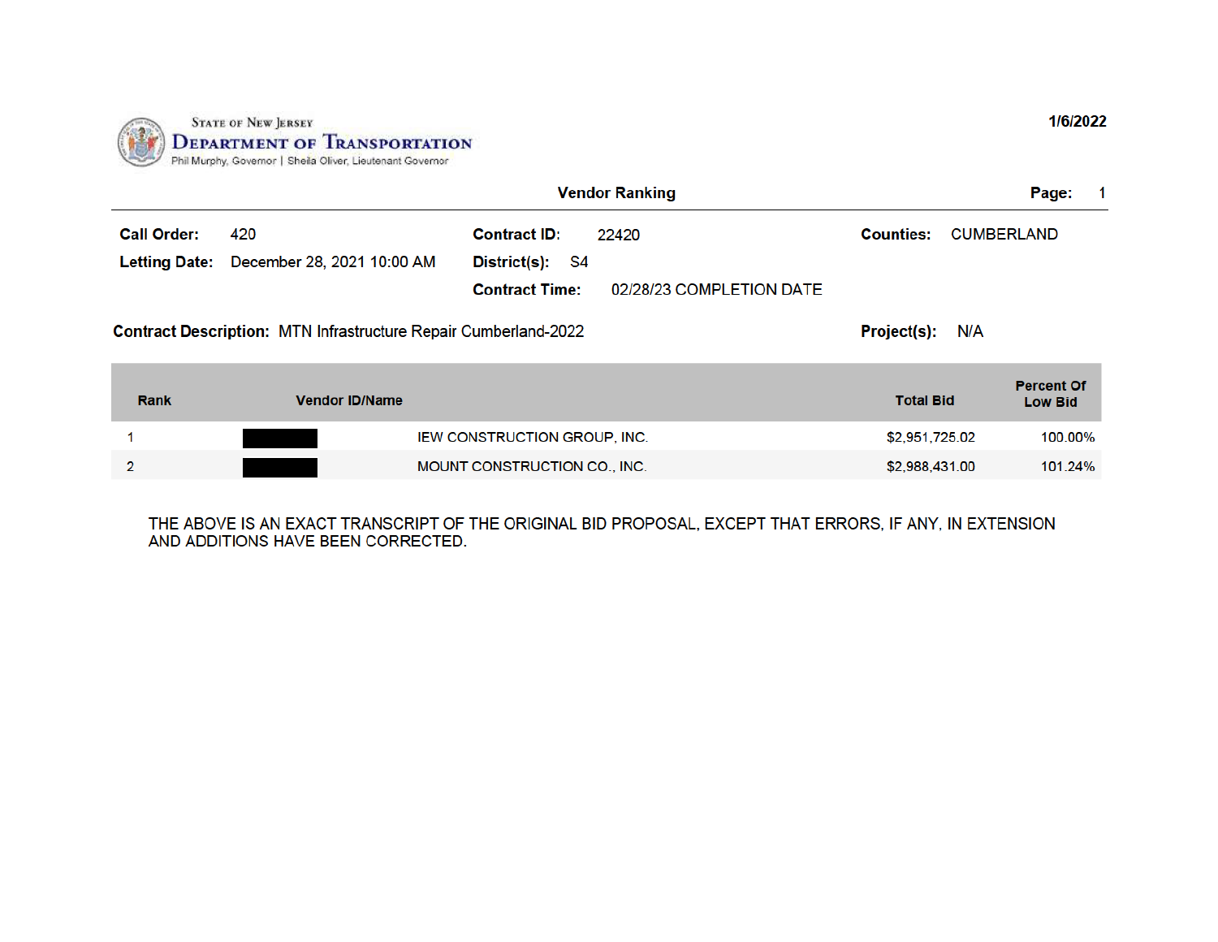State of New Jersey
Department of Transportation
Phil Murphy, Governor | Sheila Oliver, Lieutenant Governor

1/6/2022

## Vendor Ranking

Page: 1

**Call Order:** 420
**Letting Date:** December 28, 2021 10:00 AM
**Contract ID:** 22420
**District(s):** S4
**Contract Time:** 02/28/23 COMPLETION DATE
**Counties:** CUMBERLAND

**Contract Description:** MTN Infrastructure Repair Cumberland-2022
**Project(s):** N/A

| Rank | Vendor ID/Name | | Total Bid | Percent Of Low Bid |
|---|---|---|---|---|
| 1 | ████ | IEW CONSTRUCTION GROUP, INC. | $2,951,725.02 | 100.00% |
| 2 | ████ | MOUNT CONSTRUCTION CO., INC. | $2,988,431.00 | 101.24% |

THE ABOVE IS AN EXACT TRANSCRIPT OF THE ORIGINAL BID PROPOSAL, EXCEPT THAT ERRORS, IF ANY, IN EXTENSION AND ADDITIONS HAVE BEEN CORRECTED.